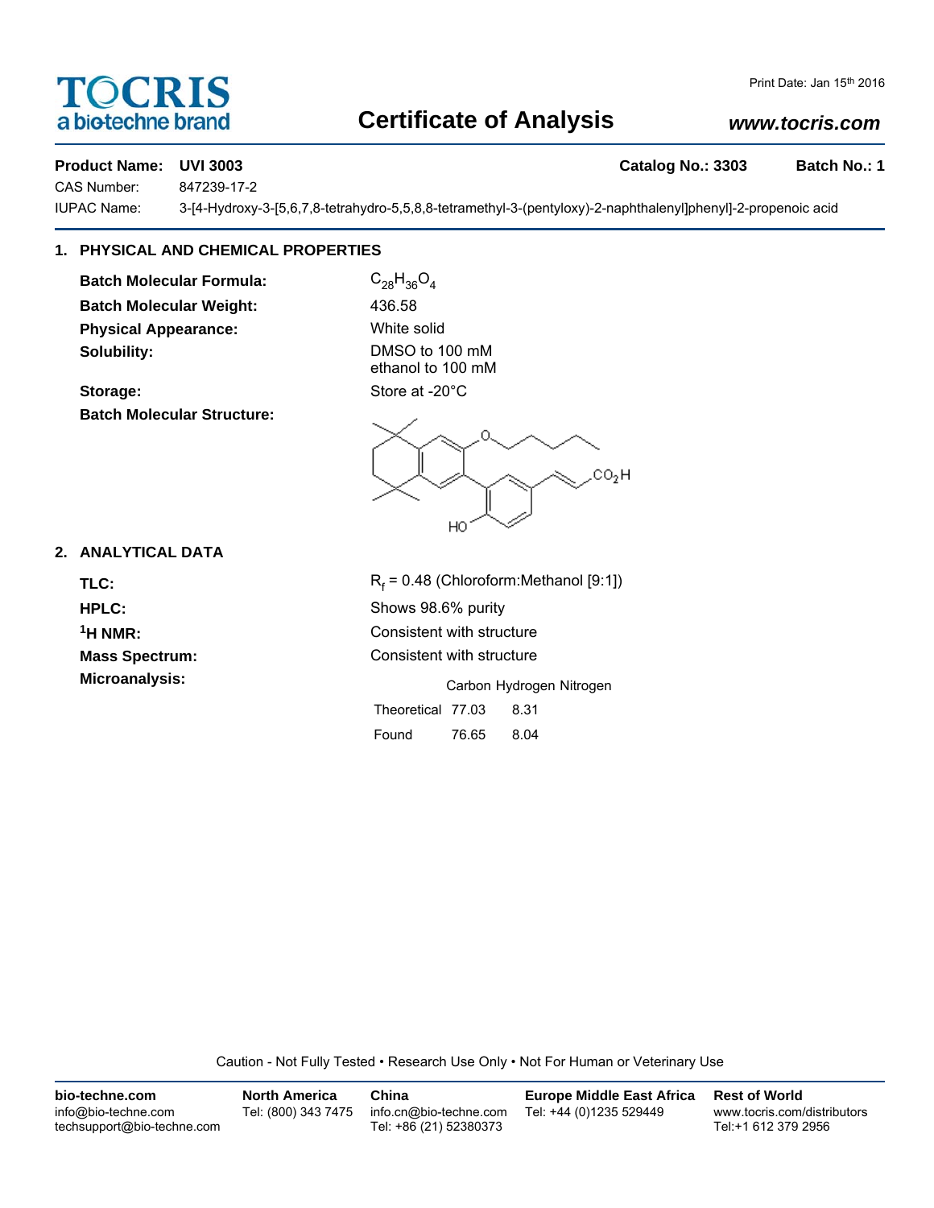# Certificate of Analysis

Print Date: Jan 15th 2016

www.tocris.com

**Product Name: UVI 3003** | **Catalog No.: 3303** | **Batch No.: 1**

CAS Number: 847239-17-2

IUPAC Name: 3-[4-Hydroxy-3-[5,6,7,8-tetrahydro-5,5,8,8-tetramethyl-3-(pentyloxy)-2-naphthalenyl]phenyl]-2-propenoic acid

## 1. PHYSICAL AND CHEMICAL PROPERTIES

**Batch Molecular Formula:** $C_{28}H_{36}O_4$

**Batch Molecular Weight:** 436.58

**Physical Appearance:** White solid

**Solubility:** DMSO to 100 mM
ethanol to 100 mM

**Storage:** Store at -20°C

**Batch Molecular Structure:**

## 2. ANALYTICAL DATA

**TLC:** $R_f$ = 0.48 (Chloroform:Methanol [9:1])

**HPLC:** Shows 98.6% purity

**$^1$H NMR:** Consistent with structure

**Mass Spectrum:** Consistent with structure

**Microanalysis:**

| | Carbon | Hydrogen | Nitrogen |
|---|---|---|---|
| Theoretical | 77.03 | 8.31 | |
| Found | 76.65 | 8.04 | |

Caution - Not Fully Tested • Research Use Only • Not For Human or Veterinary Use

**bio-techne.com**
info@bio-techne.com
techsupport@bio-techne.com

**North America**
Tel: (800) 343 7475

**China**
info.cn@bio-techne.com
Tel: +86 (21) 52380373

**Europe Middle East Africa**
Tel: +44 (0)1235 529449

**Rest of World**
www.tocris.com/distributors
Tel:+1 612 379 2956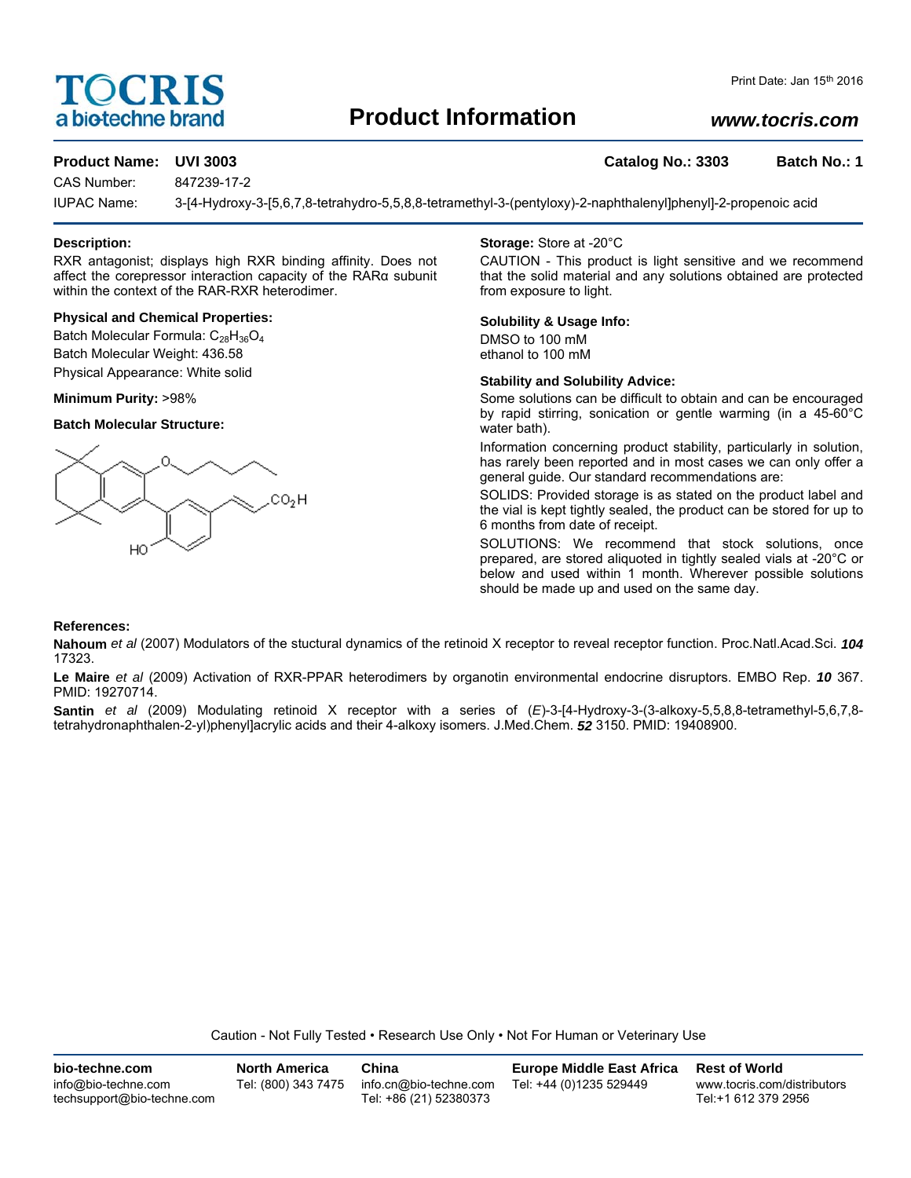# Product Information

Print Date: Jan 15th 2016

www.tocris.com

**Product Name: UVI 3003** **Catalog No.: 3303** **Batch No.: 1**

CAS Number: 847239-17-2

IUPAC Name: 3-[4-Hydroxy-3-[5,6,7,8-tetrahydro-5,5,8,8-tetramethyl-3-(pentyloxy)-2-naphthalenyl]phenyl]-2-propenoic acid

**Description:**

RXR antagonist; displays high RXR binding affinity. Does not affect the corepressor interaction capacity of the RARα subunit within the context of the RAR-RXR heterodimer.

**Physical and Chemical Properties:**

Batch Molecular Formula: $C_{28}H_{36}O_4$

Batch Molecular Weight: 436.58

Physical Appearance: White solid

**Minimum Purity:** >98%

**Batch Molecular Structure:**

O

$CO_2H$

HO

**Storage:** Store at -20°C

CAUTION - This product is light sensitive and we recommend that the solid material and any solutions obtained are protected from exposure to light.

**Solubility & Usage Info:**

DMSO to 100 mM

ethanol to 100 mM

**Stability and Solubility Advice:**

Some solutions can be difficult to obtain and can be encouraged by rapid stirring, sonication or gentle warming (in a 45-60°C water bath).

Information concerning product stability, particularly in solution, has rarely been reported and in most cases we can only offer a general guide. Our standard recommendations are:

SOLIDS: Provided storage is as stated on the product label and the vial is kept tightly sealed, the product can be stored for up to 6 months from date of receipt.

SOLUTIONS: We recommend that stock solutions, once prepared, are stored aliquoted in tightly sealed vials at -20°C or below and used within 1 month. Wherever possible solutions should be made up and used on the same day.

**References:**

**Nahoum** *et al* (2007) Modulators of the stuctural dynamics of the retinoid X receptor to reveal receptor function. Proc.Natl.Acad.Sci. ***104*** 17323.

**Le Maire** *et al* (2009) Activation of RXR-PPAR heterodimers by organotin environmental endocrine disruptors. EMBO Rep. ***10*** 367. PMID: 19270714.

**Santin** *et al* (2009) Modulating retinoid X receptor with a series of (*E*)-3-[4-Hydroxy-3-(3-alkoxy-5,5,8,8-tetramethyl-5,6,7,8-tetrahydronaphthalen-2-yl)phenyl]acrylic acids and their 4-alkoxy isomers. J.Med.Chem. ***52*** 3150. PMID: 19408900.

Caution - Not Fully Tested • Research Use Only • Not For Human or Veterinary Use

**bio-techne.com**
info@bio-techne.com
techsupport@bio-techne.com

**North America**
Tel: (800) 343 7475

**China**
info.cn@bio-techne.com
Tel: +86 (21) 52380373

**Europe Middle East Africa**
Tel: +44 (0)1235 529449

**Rest of World**
www.tocris.com/distributors
Tel:+1 612 379 2956